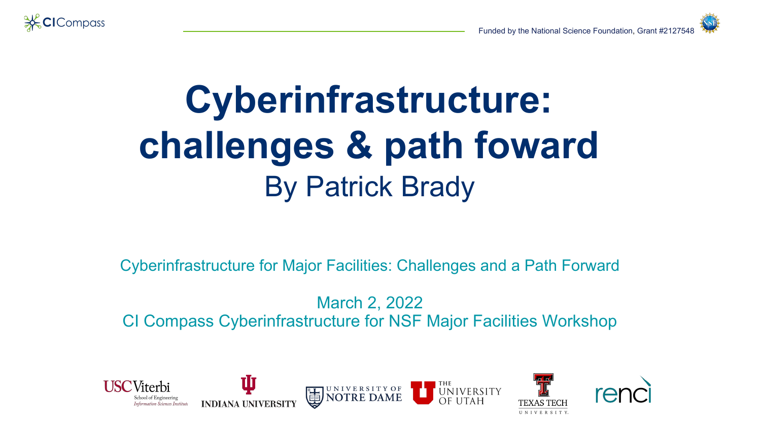# Cyberinfrastructure: challenges & path foward

By Patrick Brady

Funded by the National Science Foundation, Grant #2127548

Cyberinfrastructure for Major Facilities: Challenges and a Path Forward

March 2, 2022
CI Compass Cyberinfrastructure for NSF Major Facilities Workshop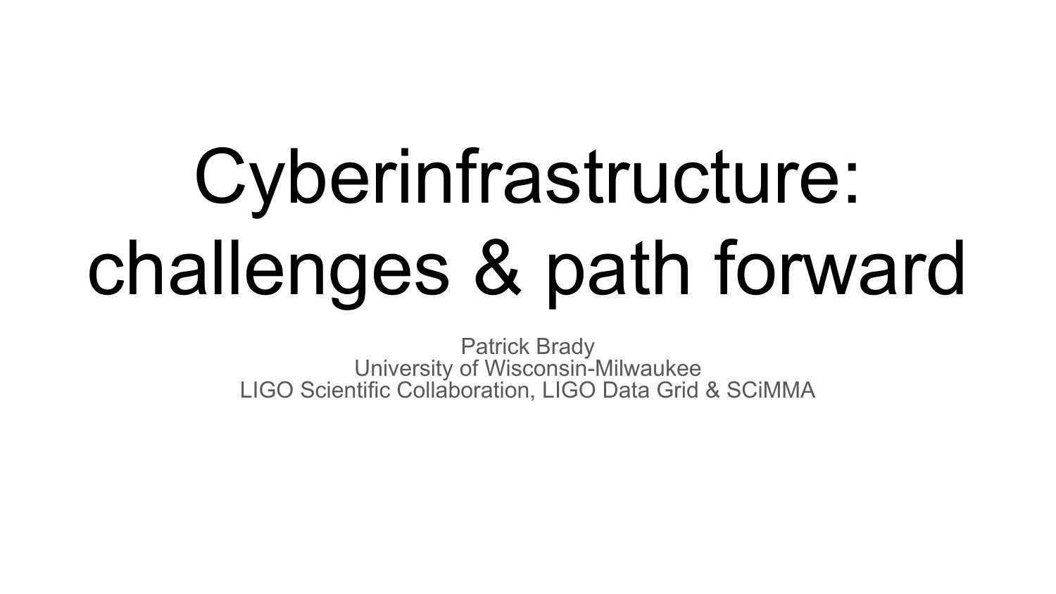# Cyberinfrastructure: challenges & path forward

Patrick Brady
University of Wisconsin-Milwaukee
LIGO Scientific Collaboration, LIGO Data Grid & SCiMMA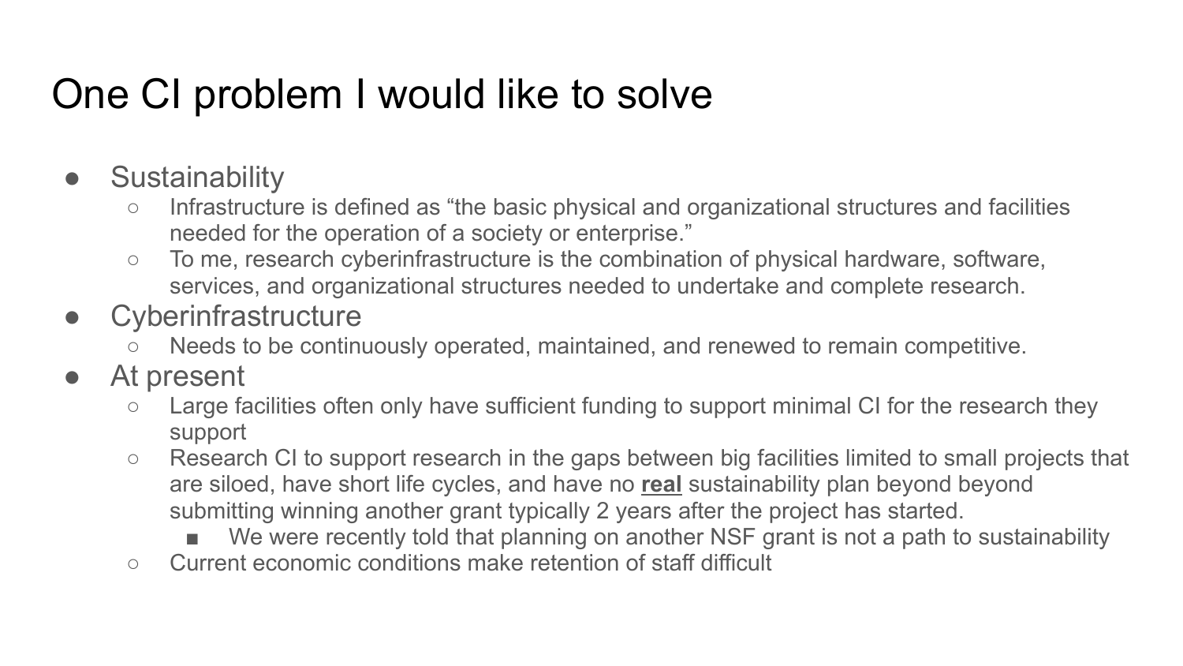# One CI problem I would like to solve

- Sustainability
  - Infrastructure is defined as "the basic physical and organizational structures and facilities needed for the operation of a society or enterprise."
  - To me, research cyberinfrastructure is the combination of physical hardware, software, services, and organizational structures needed to undertake and complete research.
- Cyberinfrastructure
  - Needs to be continuously operated, maintained, and renewed to remain competitive.
- At present
  - Large facilities often only have sufficient funding to support minimal CI for the research they support
  - Research CI to support research in the gaps between big facilities limited to small projects that are siloed, have short life cycles, and have no **real** sustainability plan beyond beyond submitting winning another grant typically 2 years after the project has started.
    - We were recently told that planning on another NSF grant is not a path to sustainability
  - Current economic conditions make retention of staff difficult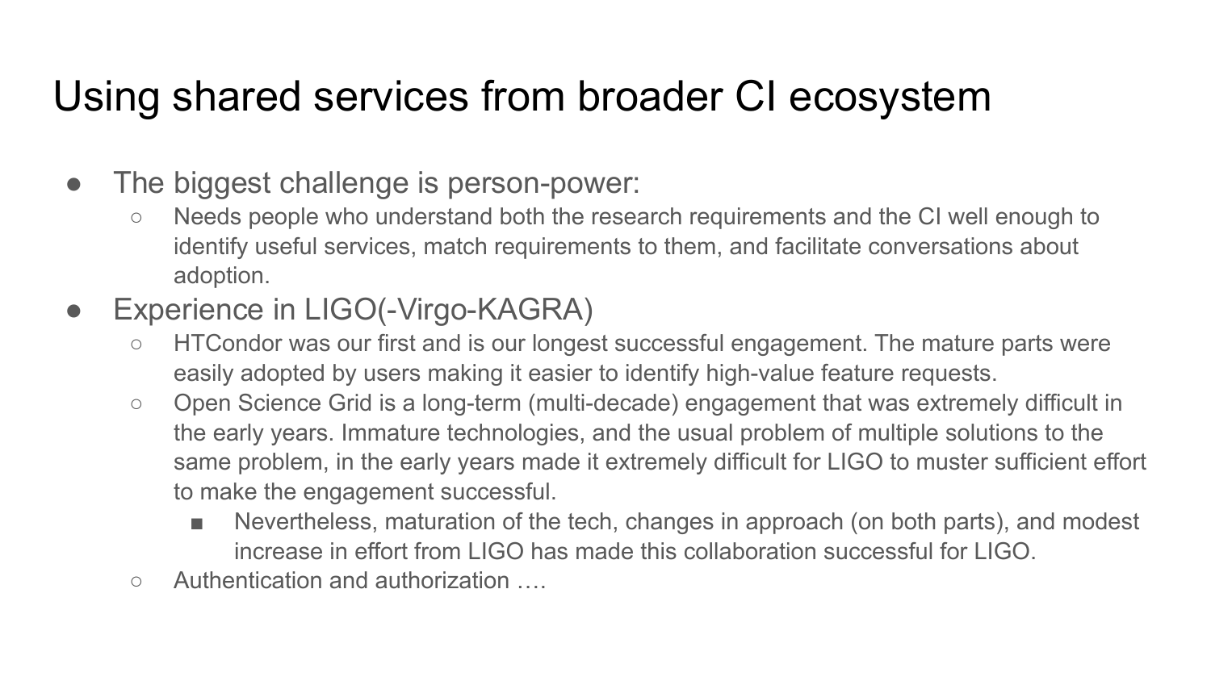# Using shared services from broader CI ecosystem

- The biggest challenge is person-power:
  - Needs people who understand both the research requirements and the CI well enough to identify useful services, match requirements to them, and facilitate conversations about adoption.
- Experience in LIGO(-Virgo-KAGRA)
  - HTCondor was our first and is our longest successful engagement. The mature parts were easily adopted by users making it easier to identify high-value feature requests.
  - Open Science Grid is a long-term (multi-decade) engagement that was extremely difficult in the early years. Immature technologies, and the usual problem of multiple solutions to the same problem, in the early years made it extremely difficult for LIGO to muster sufficient effort to make the engagement successful.
    - Nevertheless, maturation of the tech, changes in approach (on both parts), and modest increase in effort from LIGO has made this collaboration successful for LIGO.
  - Authentication and authorization ….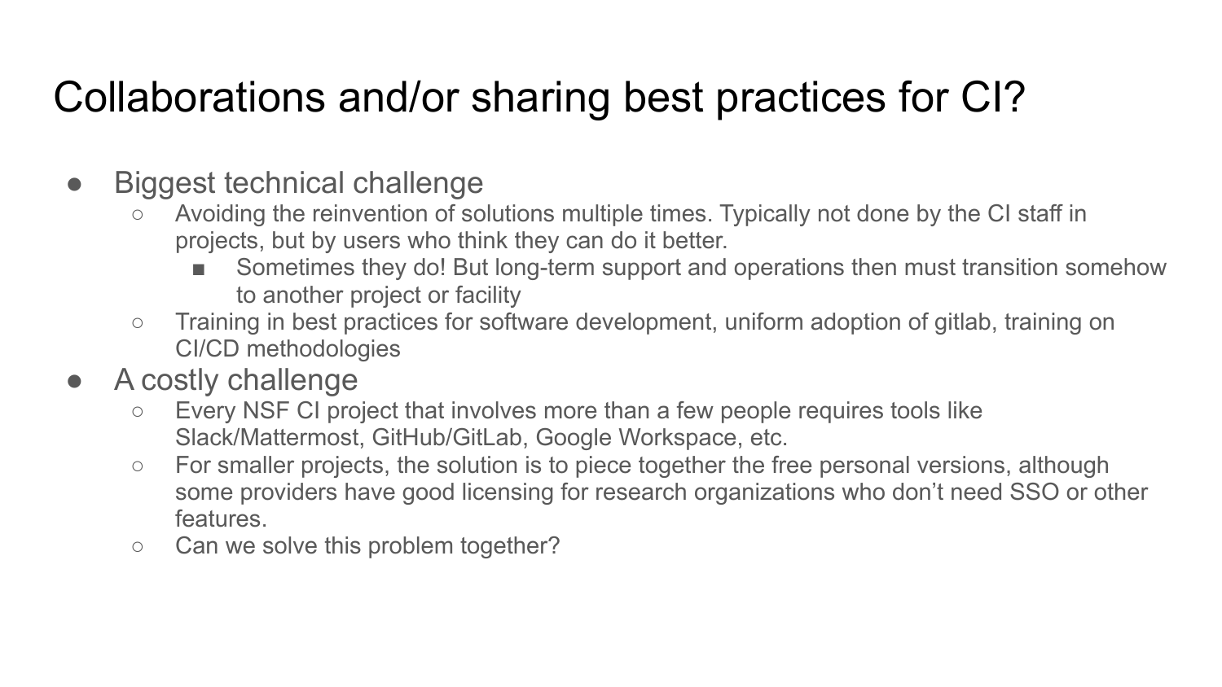# Collaborations and/or sharing best practices for CI?

- Biggest technical challenge
  - Avoiding the reinvention of solutions multiple times. Typically not done by the CI staff in projects, but by users who think they can do it better.
    - Sometimes they do! But long-term support and operations then must transition somehow to another project or facility
  - Training in best practices for software development, uniform adoption of gitlab, training on CI/CD methodologies
- A costly challenge
  - Every NSF CI project that involves more than a few people requires tools like Slack/Mattermost, GitHub/GitLab, Google Workspace, etc.
  - For smaller projects, the solution is to piece together the free personal versions, although some providers have good licensing for research organizations who don't need SSO or other features.
  - Can we solve this problem together?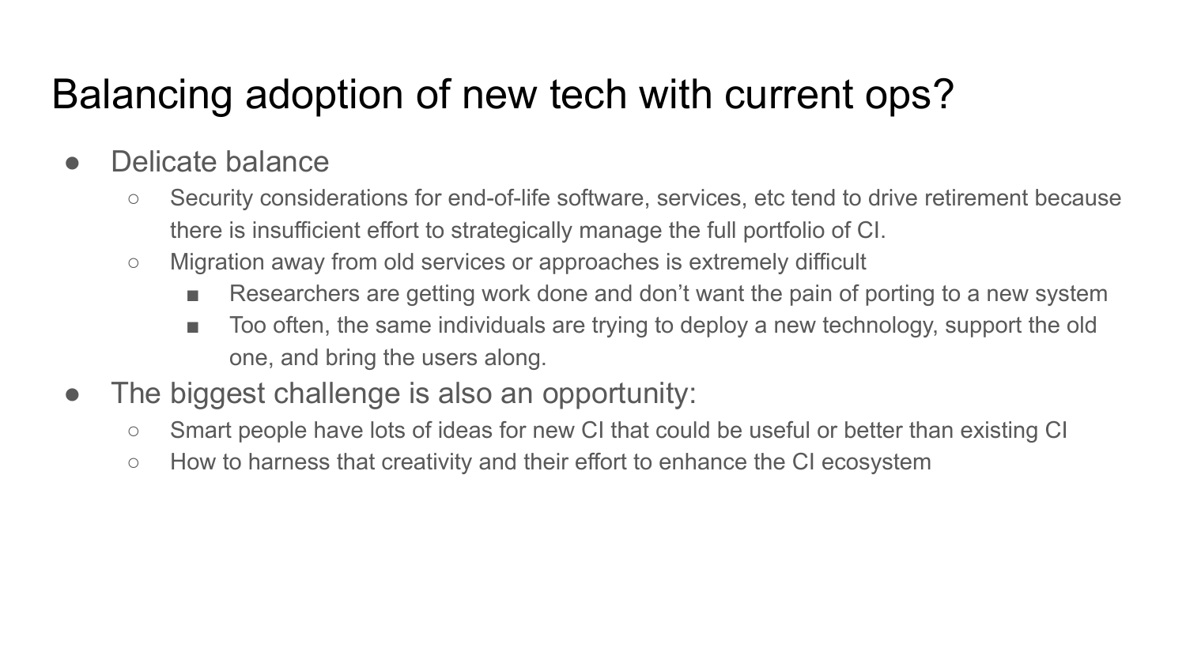# Balancing adoption of new tech with current ops?

- Delicate balance
  - Security considerations for end-of-life software, services, etc tend to drive retirement because there is insufficient effort to strategically manage the full portfolio of CI.
  - Migration away from old services or approaches is extremely difficult
    - Researchers are getting work done and don't want the pain of porting to a new system
    - Too often, the same individuals are trying to deploy a new technology, support the old one, and bring the users along.
- The biggest challenge is also an opportunity:
  - Smart people have lots of ideas for new CI that could be useful or better than existing CI
  - How to harness that creativity and their effort to enhance the CI ecosystem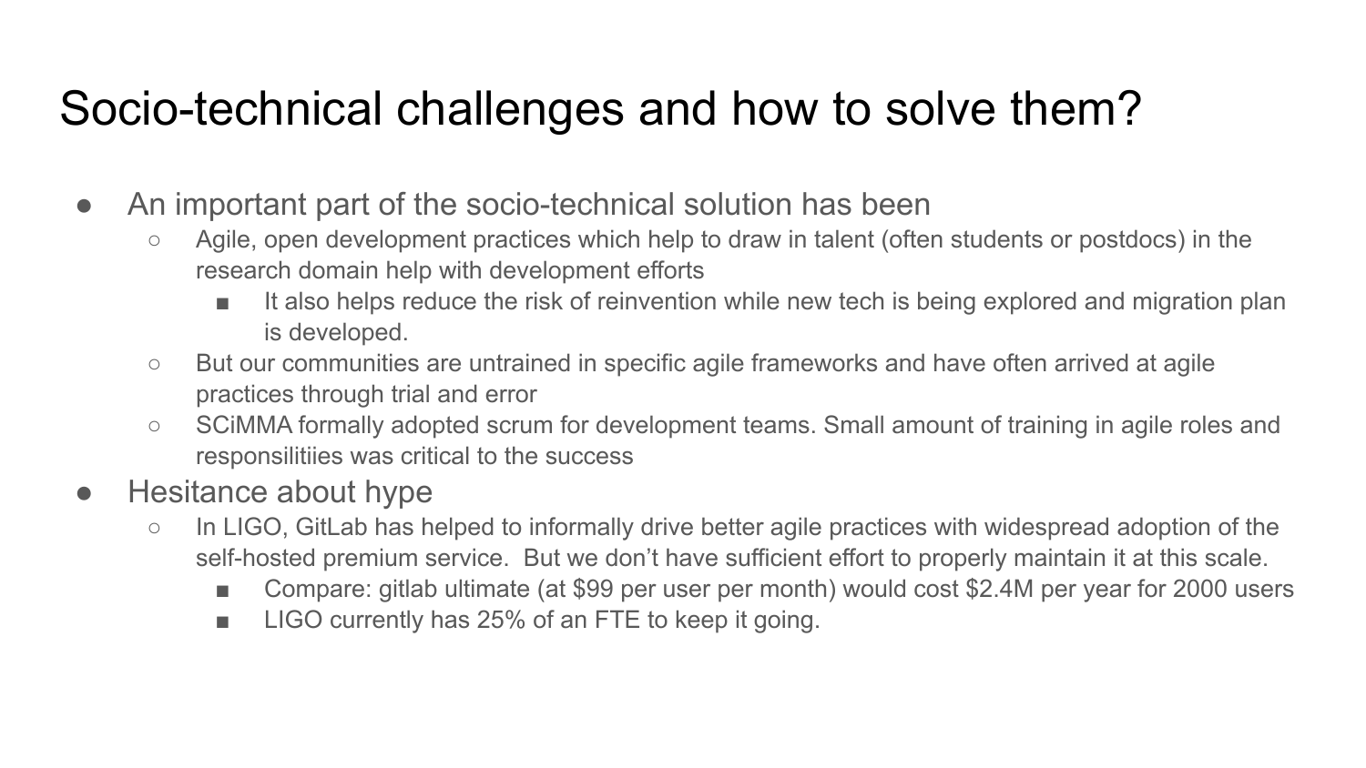# Socio-technical challenges and how to solve them?

- An important part of the socio-technical solution has been
  - Agile, open development practices which help to draw in talent (often students or postdocs) in the research domain help with development efforts
    - It also helps reduce the risk of reinvention while new tech is being explored and migration plan is developed.
  - But our communities are untrained in specific agile frameworks and have often arrived at agile practices through trial and error
  - SCiMMA formally adopted scrum for development teams. Small amount of training in agile roles and responsilitiies was critical to the success
- Hesitance about hype
  - In LIGO, GitLab has helped to informally drive better agile practices with widespread adoption of the self-hosted premium service. But we don't have sufficient effort to properly maintain it at this scale.
    - Compare: gitlab ultimate (at $99 per user per month) would cost $2.4M per year for 2000 users
    - LIGO currently has 25% of an FTE to keep it going.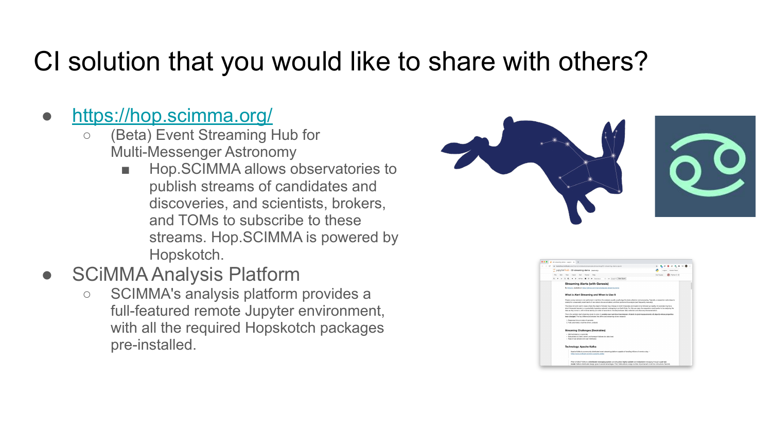# CI solution that you would like to share with others?

- https://hop.scimma.org/
  - (Beta) Event Streaming Hub for Multi-Messenger Astronomy
    - Hop.SCIMMA allows observatories to publish streams of candidates and discoveries, and scientists, brokers, and TOMs to subscribe to these streams. Hop.SCIMMA is powered by Hopskotch.
- SCiMMA Analysis Platform
  - SCIMMA's analysis platform provides a full-featured remote Jupyter environment, with all the required Hopskotch packages pre-installed.